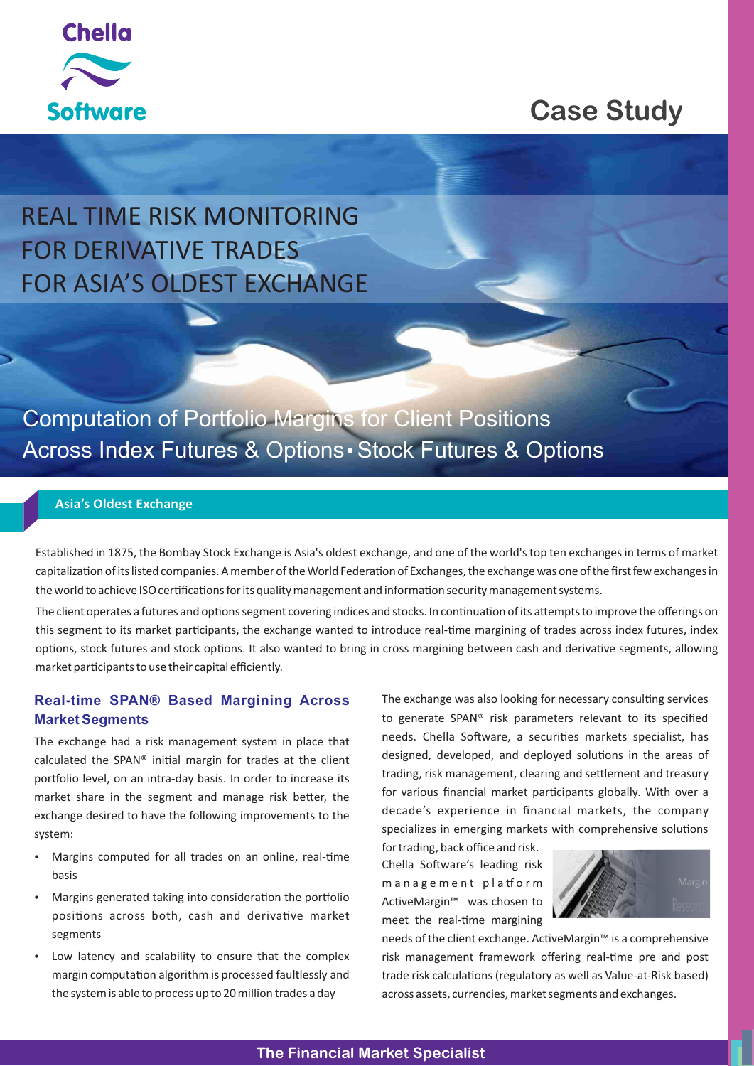Chella Software

# Case Study

# REAL TIME RISK MONITORING FOR DERIVATIVE TRADES FOR ASIA'S OLDEST EXCHANGE

Computation of Portfolio Margins for Client Positions Across Index Futures & Options • Stock Futures & Options

## Asia's Oldest Exchange

Established in 1875, the Bombay Stock Exchange is Asia's oldest exchange, and one of the world's top ten exchanges in terms of market capitalization of its listed companies. A member of the World Federation of Exchanges, the exchange was one of the first few exchanges in the world to achieve ISO certifications for its quality management and information security management systems.

The client operates a futures and options segment covering indices and stocks. In continuation of its attempts to improve the offerings on this segment to its market participants, the exchange wanted to introduce real-time margining of trades across index futures, index options, stock futures and stock options. It also wanted to bring in cross margining between cash and derivative segments, allowing market participants to use their capital efficiently.

### Real-time SPAN® Based Margining Across Market Segments

The exchange had a risk management system in place that calculated the SPAN® initial margin for trades at the client portfolio level, on an intra-day basis. In order to increase its market share in the segment and manage risk better, the exchange desired to have the following improvements to the system:

- Margins computed for all trades on an online, real-time basis
- Margins generated taking into consideration the portfolio positions across both, cash and derivative market segments
- Low latency and scalability to ensure that the complex margin computation algorithm is processed faultlessly and the system is able to process up to 20 million trades a day

The exchange was also looking for necessary consulting services to generate SPAN® risk parameters relevant to its specified needs. Chella Software, a securities markets specialist, has designed, developed, and deployed solutions in the areas of trading, risk management, clearing and settlement and treasury for various financial market participants globally. With over a decade's experience in financial markets, the company specializes in emerging markets with comprehensive solutions for trading, back office and risk.

Chella Software's leading risk management platform ActiveMargin™ was chosen to meet the real-time margining needs of the client exchange. ActiveMargin™ is a comprehensive risk management framework offering real-time pre and post trade risk calculations (regulatory as well as Value-at-Risk based) across assets, currencies, market segments and exchanges.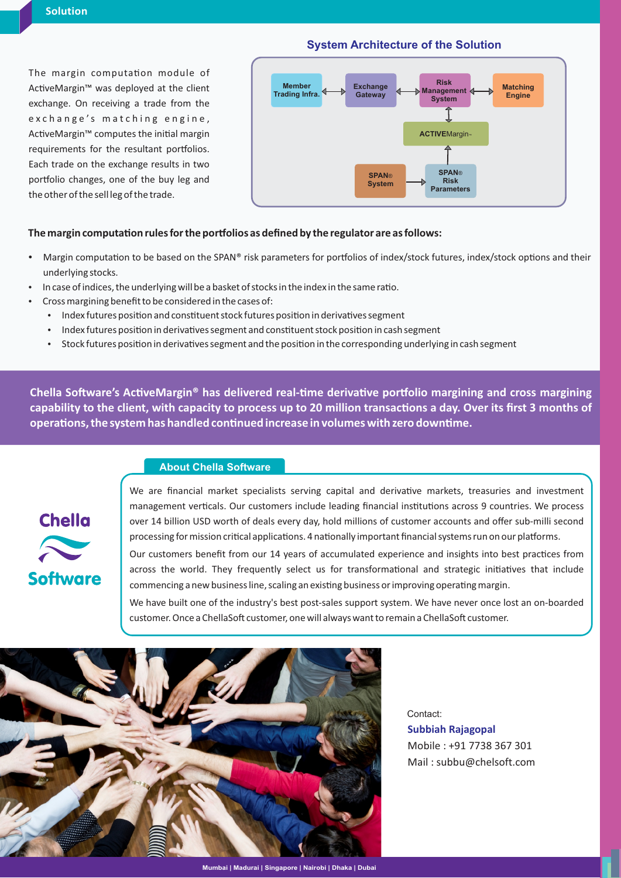## Solution

The margin computation module of ActiveMargin™ was deployed at the client exchange. On receiving a trade from the exchange's matching engine, ActiveMargin™ computes the initial margin requirements for the resultant portfolios. Each trade on the exchange results in two portfolio changes, one of the buy leg and the other of the sell leg of the trade.

### System Architecture of the Solution

Member Trading Infra.
Exchange Gateway
Risk Management System
Matching Engine
ACTIVEMargin™
SPAN® System
SPAN® Risk Parameters

**The margin computation rules for the portfolios as defined by the regulator are as follows:**

- Margin computation to be based on the SPAN® risk parameters for portfolios of index/stock futures, index/stock options and their underlying stocks.
- In case of indices, the underlying will be a basket of stocks in the index in the same ratio.
- Cross margining benefit to be considered in the cases of:
  - Index futures position and constituent stock futures position in derivatives segment
  - Index futures position in derivatives segment and constituent stock position in cash segment
  - Stock futures position in derivatives segment and the position in the corresponding underlying in cash segment

**Chella Software's ActiveMargin® has delivered real-time derivative portfolio margining and cross margining capability to the client, with capacity to process up to 20 million transactions a day. Over its first 3 months of operations, the system has handled continued increase in volumes with zero downtime.**

### About Chella Software

Chella Software

We are financial market specialists serving capital and derivative markets, treasuries and investment management verticals. Our customers include leading financial institutions across 9 countries. We process over 14 billion USD worth of deals every day, hold millions of customer accounts and offer sub-milli second processing for mission critical applications. 4 nationally important financial systems run on our platforms.

Our customers benefit from our 14 years of accumulated experience and insights into best practices from across the world. They frequently select us for transformational and strategic initiatives that include commencing a new business line, scaling an existing business or improving operating margin.

We have built one of the industry's best post-sales support system. We have never once lost an on-boarded customer. Once a ChellaSoft customer, one will always want to remain a ChellaSoft customer.

Contact:
**Subbiah Rajagopal**
Mobile : +91 7738 367 301
Mail : subbu@chelsoft.com

Mumbai | Madurai | Singapore | Nairobi | Dhaka | Dubai